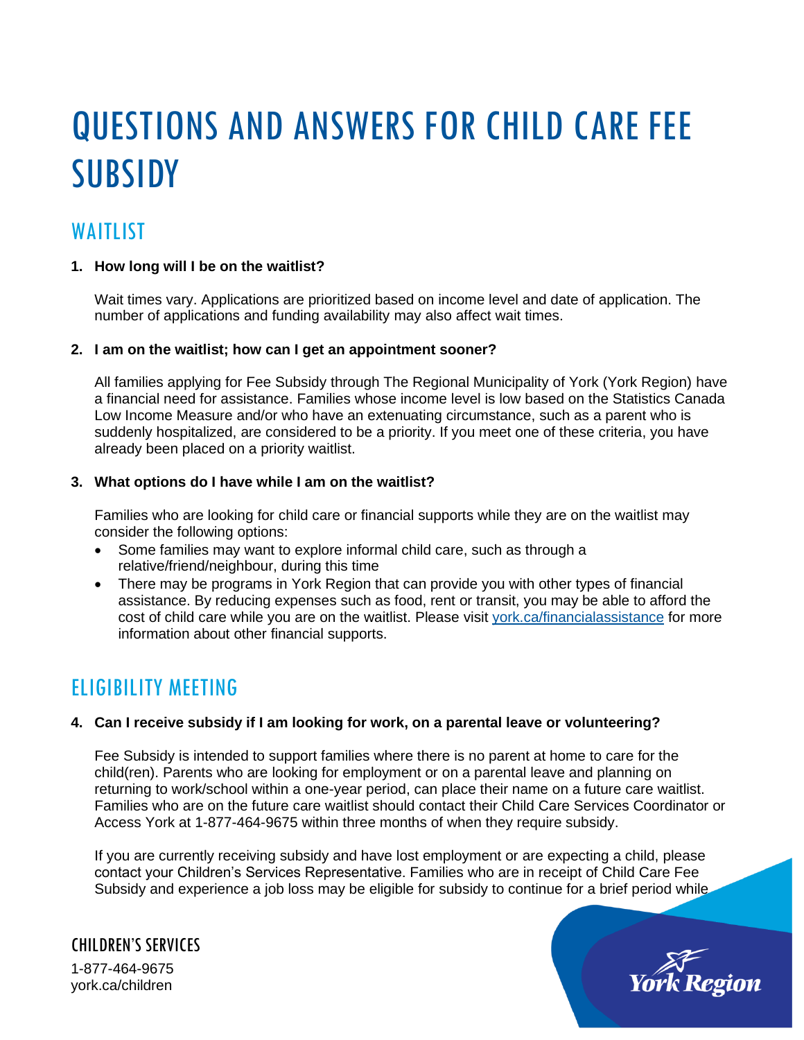# QUESTIONS AND ANSWERS FOR CHILD CARE FEE SUBSIDY

## WAITLIST

**1. How long will I be on the waitlist?**

Wait times vary. Applications are prioritized based on income level and date of application. The number of applications and funding availability may also affect wait times.

**2. I am on the waitlist; how can I get an appointment sooner?**

All families applying for Fee Subsidy through The Regional Municipality of York (York Region) have a financial need for assistance. Families whose income level is low based on the Statistics Canada Low Income Measure and/or who have an extenuating circumstance, such as a parent who is suddenly hospitalized, are considered to be a priority. If you meet one of these criteria, you have already been placed on a priority waitlist.

**3. What options do I have while I am on the waitlist?**

Families who are looking for child care or financial supports while they are on the waitlist may consider the following options:

- Some families may want to explore informal child care, such as through a relative/friend/neighbour, during this time
- There may be programs in York Region that can provide you with other types of financial assistance. By reducing expenses such as food, rent or transit, you may be able to afford the cost of child care while you are on the waitlist. Please visit york.ca/financialassistance for more information about other financial supports.

## ELIGIBILITY MEETING

**4. Can I receive subsidy if I am looking for work, on a parental leave or volunteering?**

Fee Subsidy is intended to support families where there is no parent at home to care for the child(ren). Parents who are looking for employment or on a parental leave and planning on returning to work/school within a one-year period, can place their name on a future care waitlist. Families who are on the future care waitlist should contact their Child Care Services Coordinator or Access York at 1-877-464-9675 within three months of when they require subsidy.

If you are currently receiving subsidy and have lost employment or are expecting a child, please contact your Children's Services Representative. Families who are in receipt of Child Care Fee Subsidy and experience a job loss may be eligible for subsidy to continue for a brief period while

CHILDREN'S SERVICES
1-877-464-9675
york.ca/children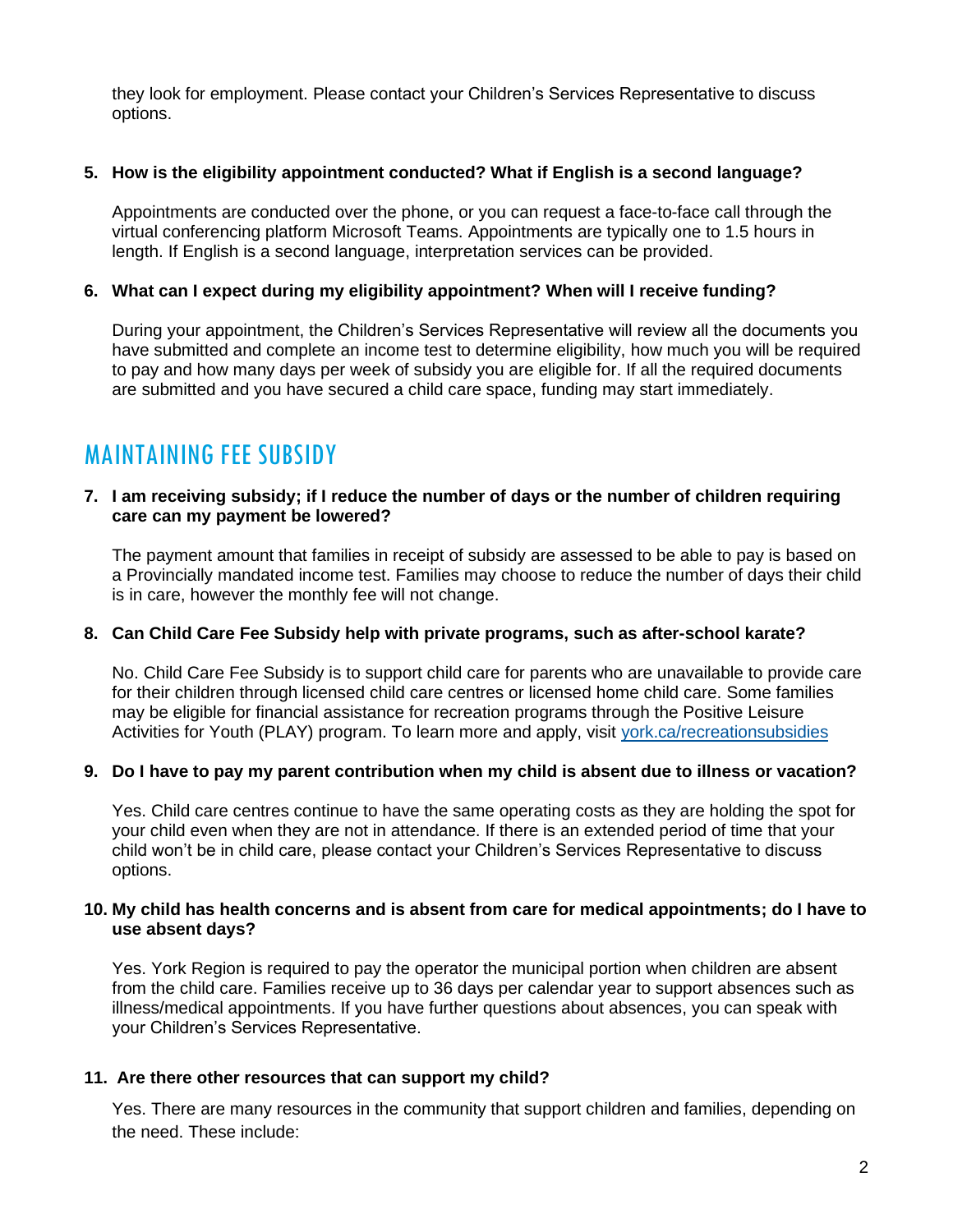they look for employment. Please contact your Children's Services Representative to discuss options.

5. **How is the eligibility appointment conducted? What if English is a second language?**

   Appointments are conducted over the phone, or you can request a face-to-face call through the virtual conferencing platform Microsoft Teams. Appointments are typically one to 1.5 hours in length. If English is a second language, interpretation services can be provided.

6. **What can I expect during my eligibility appointment? When will I receive funding?**

   During your appointment, the Children's Services Representative will review all the documents you have submitted and complete an income test to determine eligibility, how much you will be required to pay and how many days per week of subsidy you are eligible for. If all the required documents are submitted and you have secured a child care space, funding may start immediately.

## MAINTAINING FEE SUBSIDY

7. **I am receiving subsidy; if I reduce the number of days or the number of children requiring care can my payment be lowered?**

   The payment amount that families in receipt of subsidy are assessed to be able to pay is based on a Provincially mandated income test. Families may choose to reduce the number of days their child is in care, however the monthly fee will not change.

8. **Can Child Care Fee Subsidy help with private programs, such as after-school karate?**

   No. Child Care Fee Subsidy is to support child care for parents who are unavailable to provide care for their children through licensed child care centres or licensed home child care. Some families may be eligible for financial assistance for recreation programs through the Positive Leisure Activities for Youth (PLAY) program. To learn more and apply, visit [york.ca/recreationsubsidies](york.ca/recreationsubsidies)

9. **Do I have to pay my parent contribution when my child is absent due to illness or vacation?**

   Yes. Child care centres continue to have the same operating costs as they are holding the spot for your child even when they are not in attendance. If there is an extended period of time that your child won't be in child care, please contact your Children's Services Representative to discuss options.

10. **My child has health concerns and is absent from care for medical appointments; do I have to use absent days?**

    Yes. York Region is required to pay the operator the municipal portion when children are absent from the child care. Families receive up to 36 days per calendar year to support absences such as illness/medical appointments. If you have further questions about absences, you can speak with your Children's Services Representative.

11. **Are there other resources that can support my child?**

    Yes. There are many resources in the community that support children and families, depending on the need. These include: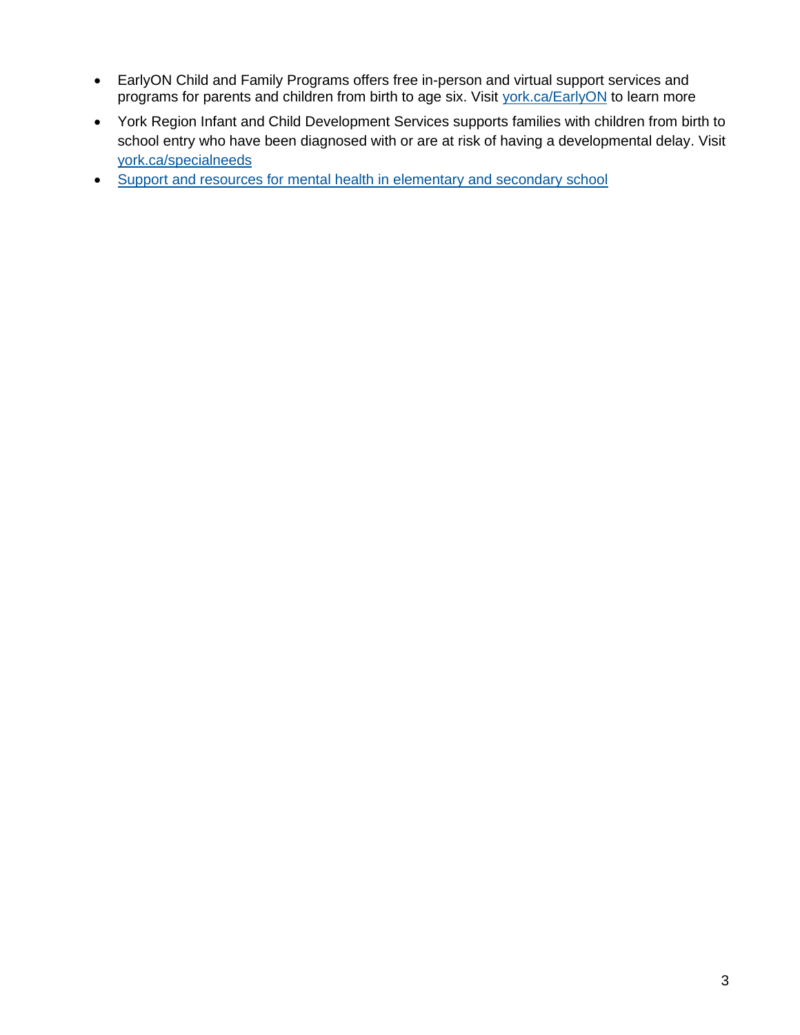- EarlyON Child and Family Programs offers free in-person and virtual support services and programs for parents and children from birth to age six. Visit york.ca/EarlyON to learn more
- York Region Infant and Child Development Services supports families with children from birth to school entry who have been diagnosed with or are at risk of having a developmental delay. Visit york.ca/specialneeds
- Support and resources for mental health in elementary and secondary school